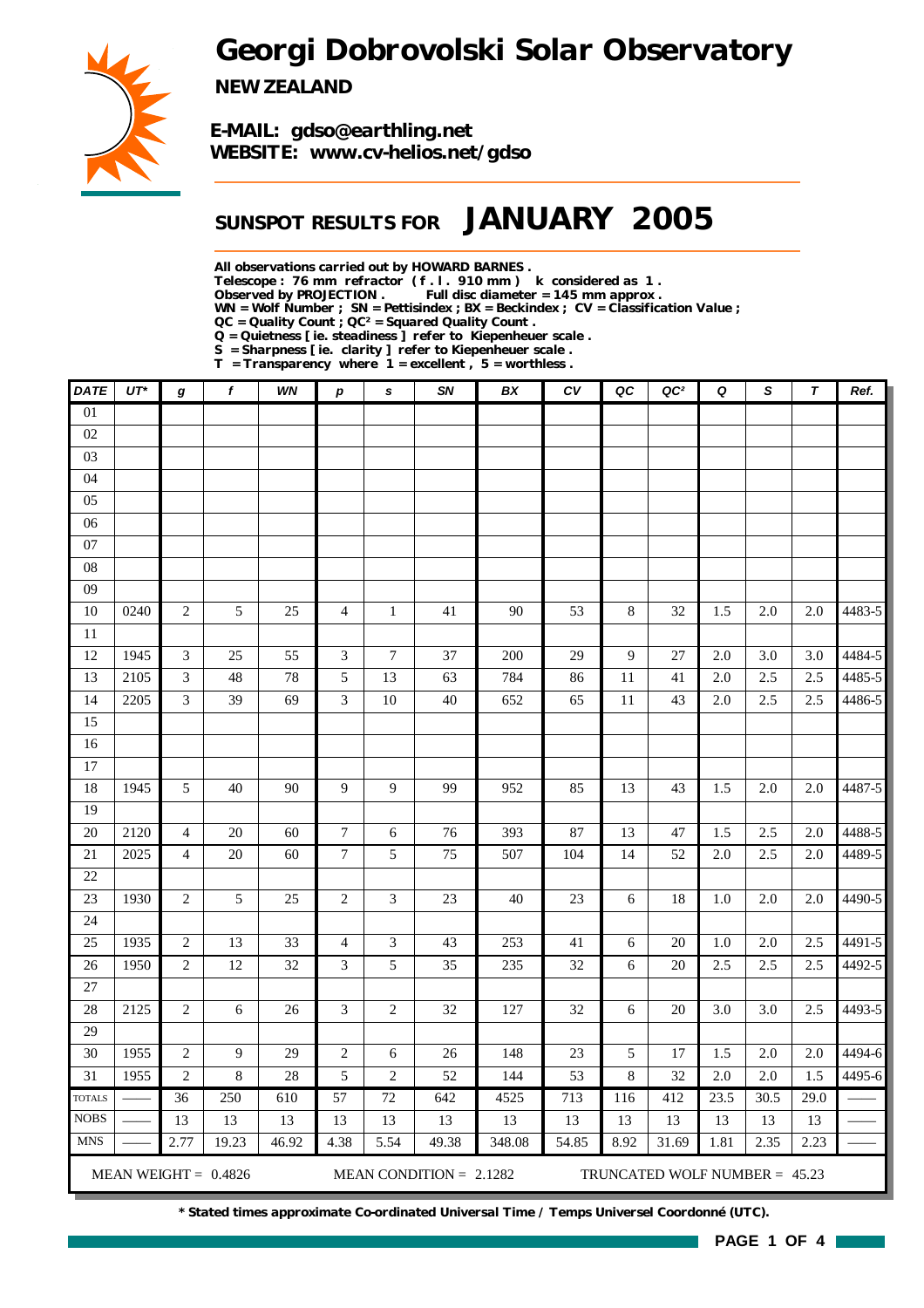# Georgi Dobrovolski Solar Observatory

**NEW ZEALAND**

**E-MAIL: gdso@earthling.net**
**WEBSITE: www.cv-helios.net/gdso**

## SUNSPOT RESULTS FOR JANUARY 2005

**All observations carried out by HOWARD BARNES .**
**Telescope : 76 mm refractor ( f . l . 910 mm ) k considered as 1 .**
**Observed by PROJECTION . Full disc diameter = 145 mm approx .**
**WN = Wolf Number ; SN = Pettisindex ; BX = Beckindex ; CV = Classification Value ;**
**QC = Quality Count ; QC² = Squared Quality Count .**
**Q = Quietness [ ie. steadiness ] refer to Kiepenheuer scale .**
**S = Sharpness [ ie. clarity ] refer to Kiepenheuer scale .**
**T = Transparency where 1 = excellent , 5 = worthless .**

| DATE | UT* | g | f | WN | p | s | SN | BX | CV | QC | QC² | Q | S | T | Ref. |
|---|---|---|---|---|---|---|---|---|---|---|---|---|---|---|---|
| 01 | | | | | | | | | | | | | | | |
| 02 | | | | | | | | | | | | | | | |
| 03 | | | | | | | | | | | | | | | |
| 04 | | | | | | | | | | | | | | | |
| 05 | | | | | | | | | | | | | | | |
| 06 | | | | | | | | | | | | | | | |
| 07 | | | | | | | | | | | | | | | |
| 08 | | | | | | | | | | | | | | | |
| 09 | | | | | | | | | | | | | | | |
| 10 | 0240 | 2 | 5 | 25 | 4 | 1 | 41 | 90 | 53 | 8 | 32 | 1.5 | 2.0 | 2.0 | 4483-5 |
| 11 | | | | | | | | | | | | | | | |
| 12 | 1945 | 3 | 25 | 55 | 3 | 7 | 37 | 200 | 29 | 9 | 27 | 2.0 | 3.0 | 3.0 | 4484-5 |
| 13 | 2105 | 3 | 48 | 78 | 5 | 13 | 63 | 784 | 86 | 11 | 41 | 2.0 | 2.5 | 2.5 | 4485-5 |
| 14 | 2205 | 3 | 39 | 69 | 3 | 10 | 40 | 652 | 65 | 11 | 43 | 2.0 | 2.5 | 2.5 | 4486-5 |
| 15 | | | | | | | | | | | | | | | |
| 16 | | | | | | | | | | | | | | | |
| 17 | | | | | | | | | | | | | | | |
| 18 | 1945 | 5 | 40 | 90 | 9 | 9 | 99 | 952 | 85 | 13 | 43 | 1.5 | 2.0 | 2.0 | 4487-5 |
| 19 | | | | | | | | | | | | | | | |
| 20 | 2120 | 4 | 20 | 60 | 7 | 6 | 76 | 393 | 87 | 13 | 47 | 1.5 | 2.5 | 2.0 | 4488-5 |
| 21 | 2025 | 4 | 20 | 60 | 7 | 5 | 75 | 507 | 104 | 14 | 52 | 2.0 | 2.5 | 2.0 | 4489-5 |
| 22 | | | | | | | | | | | | | | | |
| 23 | 1930 | 2 | 5 | 25 | 2 | 3 | 23 | 40 | 23 | 6 | 18 | 1.0 | 2.0 | 2.0 | 4490-5 |
| 24 | | | | | | | | | | | | | | | |
| 25 | 1935 | 2 | 13 | 33 | 4 | 3 | 43 | 253 | 41 | 6 | 20 | 1.0 | 2.0 | 2.5 | 4491-5 |
| 26 | 1950 | 2 | 12 | 32 | 3 | 5 | 35 | 235 | 32 | 6 | 20 | 2.5 | 2.5 | 2.5 | 4492-5 |
| 27 | | | | | | | | | | | | | | | |
| 28 | 2125 | 2 | 6 | 26 | 3 | 2 | 32 | 127 | 32 | 6 | 20 | 3.0 | 3.0 | 2.5 | 4493-5 |
| 29 | | | | | | | | | | | | | | | |
| 30 | 1955 | 2 | 9 | 29 | 2 | 6 | 26 | 148 | 23 | 5 | 17 | 1.5 | 2.0 | 2.0 | 4494-6 |
| 31 | 1955 | 2 | 8 | 28 | 5 | 2 | 52 | 144 | 53 | 8 | 32 | 2.0 | 2.0 | 1.5 | 4495-6 |
| TOTALS | —— | 36 | 250 | 610 | 57 | 72 | 642 | 4525 | 713 | 116 | 412 | 23.5 | 30.5 | 29.0 | —— |
| NOBS | —— | 13 | 13 | 13 | 13 | 13 | 13 | 13 | 13 | 13 | 13 | 13 | 13 | 13 | —— |
| MNS | —— | 2.77 | 19.23 | 46.92 | 4.38 | 5.54 | 49.38 | 348.08 | 54.85 | 8.92 | 31.69 | 1.81 | 2.35 | 2.23 | —— |

MEAN WEIGHT = 0.4826 MEAN CONDITION = 2.1282 TRUNCATED WOLF NUMBER = 45.23

**\* Stated times approximate Co-ordinated Universal Time / Temps Universel Coordonné (UTC).**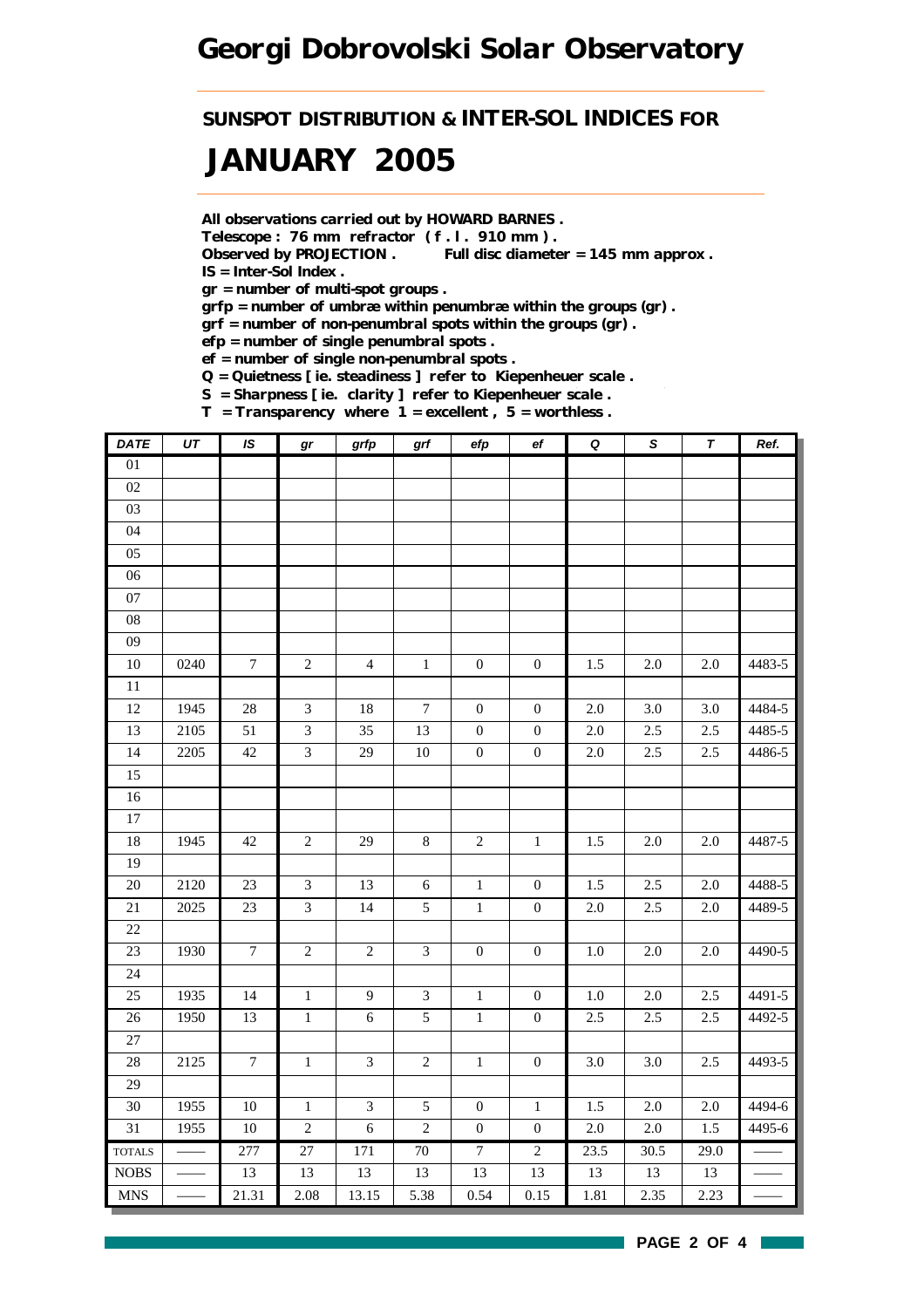# Georgi Dobrovolski Solar Observatory

## SUNSPOT DISTRIBUTION & INTER-SOL INDICES FOR

# JANUARY 2005

**All observations carried out by HOWARD BARNES .**
**Telescope : 76 mm refractor ( f . l . 910 mm ) .**
**Observed by PROJECTION .   Full disc diameter = 145 mm approx .**
**IS = Inter-Sol Index .**
**gr = number of multi-spot groups .**
**grfp = number of umbræ within penumbræ within the groups (gr) .**
**grf = number of non-penumbral spots within the groups (gr) .**
**efp = number of single penumbral spots .**
**ef = number of single non-penumbral spots .**
**Q = Quietness [ ie. steadiness ] refer to Kiepenheuer scale .**
**S = Sharpness [ ie. clarity ] refer to Kiepenheuer scale .**
**T = Transparency where 1 = excellent , 5 = worthless .**

| *DATE* | *UT* | *IS* | *gr* | *grfp* | *grf* | *efp* | *ef* | *Q* | *S* | *T* | *Ref.* |
|---|---|---|---|---|---|---|---|---|---|---|---|
| 01 | | | | | | | | | | | |
| 02 | | | | | | | | | | | |
| 03 | | | | | | | | | | | |
| 04 | | | | | | | | | | | |
| 05 | | | | | | | | | | | |
| 06 | | | | | | | | | | | |
| 07 | | | | | | | | | | | |
| 08 | | | | | | | | | | | |
| 09 | | | | | | | | | | | |
| 10 | 0240 | 7 | 2 | 4 | 1 | 0 | 0 | 1.5 | 2.0 | 2.0 | 4483-5 |
| 11 | | | | | | | | | | | |
| 12 | 1945 | 28 | 3 | 18 | 7 | 0 | 0 | 2.0 | 3.0 | 3.0 | 4484-5 |
| 13 | 2105 | 51 | 3 | 35 | 13 | 0 | 0 | 2.0 | 2.5 | 2.5 | 4485-5 |
| 14 | 2205 | 42 | 3 | 29 | 10 | 0 | 0 | 2.0 | 2.5 | 2.5 | 4486-5 |
| 15 | | | | | | | | | | | |
| 16 | | | | | | | | | | | |
| 17 | | | | | | | | | | | |
| 18 | 1945 | 42 | 2 | 29 | 8 | 2 | 1 | 1.5 | 2.0 | 2.0 | 4487-5 |
| 19 | | | | | | | | | | | |
| 20 | 2120 | 23 | 3 | 13 | 6 | 1 | 0 | 1.5 | 2.5 | 2.0 | 4488-5 |
| 21 | 2025 | 23 | 3 | 14 | 5 | 1 | 0 | 2.0 | 2.5 | 2.0 | 4489-5 |
| 22 | | | | | | | | | | | |
| 23 | 1930 | 7 | 2 | 2 | 3 | 0 | 0 | 1.0 | 2.0 | 2.0 | 4490-5 |
| 24 | | | | | | | | | | | |
| 25 | 1935 | 14 | 1 | 9 | 3 | 1 | 0 | 1.0 | 2.0 | 2.5 | 4491-5 |
| 26 | 1950 | 13 | 1 | 6 | 5 | 1 | 0 | 2.5 | 2.5 | 2.5 | 4492-5 |
| 27 | | | | | | | | | | | |
| 28 | 2125 | 7 | 1 | 3 | 2 | 1 | 0 | 3.0 | 3.0 | 2.5 | 4493-5 |
| 29 | | | | | | | | | | | |
| 30 | 1955 | 10 | 1 | 3 | 5 | 0 | 1 | 1.5 | 2.0 | 2.0 | 4494-6 |
| 31 | 1955 | 10 | 2 | 6 | 2 | 0 | 0 | 2.0 | 2.0 | 1.5 | 4495-6 |
| TOTALS | —— | 277 | 27 | 171 | 70 | 7 | 2 | 23.5 | 30.5 | 29.0 | —— |
| NOBS | —— | 13 | 13 | 13 | 13 | 13 | 13 | 13 | 13 | 13 | —— |
| MNS | —— | 21.31 | 2.08 | 13.15 | 5.38 | 0.54 | 0.15 | 1.81 | 2.35 | 2.23 | —— |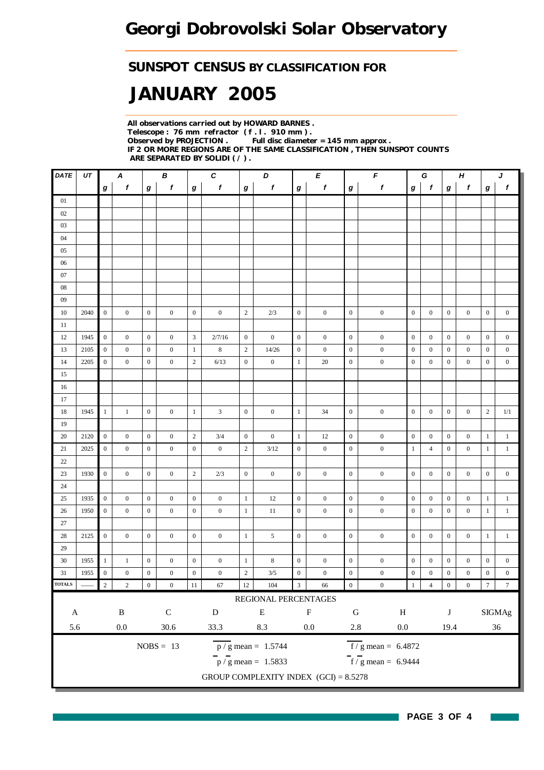# Georgi Dobrovolski Solar Observatory

## SUNSPOT CENSUS BY CLASSIFICATION FOR

# JANUARY 2005

**All observations carried out by HOWARD BARNES .**
**Telescope : 76 mm refractor ( f . l . 910 mm ) .**
**Observed by PROJECTION . Full disc diameter = 145 mm approx .**
**IF 2 OR MORE REGIONS ARE OF THE SAME CLASSIFICATION , THEN SUNSPOT COUNTS ARE SEPARATED BY SOLIDI ( / ) .**

| DATE | UT | A | | B | | C | | D | | E | | F | | G | | H | | J | |
|---|---|---|---|---|---|---|---|---|---|---|---|---|---|---|---|---|---|---|---|
| | | g | f | g | f | g | f | g | f | g | f | g | f | g | f | g | f | g | f |
| 01 | | | | | | | | | | | | | | | | | | | |
| 02 | | | | | | | | | | | | | | | | | | | |
| 03 | | | | | | | | | | | | | | | | | | | |
| 04 | | | | | | | | | | | | | | | | | | | |
| 05 | | | | | | | | | | | | | | | | | | | |
| 06 | | | | | | | | | | | | | | | | | | | |
| 07 | | | | | | | | | | | | | | | | | | | |
| 08 | | | | | | | | | | | | | | | | | | | |
| 09 | | | | | | | | | | | | | | | | | | | |
| 10 | 2040 | 0 | 0 | 0 | 0 | 0 | 0 | 2 | 2/3 | 0 | 0 | 0 | 0 | 0 | 0 | 0 | 0 | 0 | 0 |
| 11 | | | | | | | | | | | | | | | | | | | |
| 12 | 1945 | 0 | 0 | 0 | 0 | 3 | 2/7/16 | 0 | 0 | 0 | 0 | 0 | 0 | 0 | 0 | 0 | 0 | 0 | 0 |
| 13 | 2105 | 0 | 0 | 0 | 0 | 1 | 8 | 2 | 14/26 | 0 | 0 | 0 | 0 | 0 | 0 | 0 | 0 | 0 | 0 |
| 14 | 2205 | 0 | 0 | 0 | 0 | 2 | 6/13 | 0 | 0 | 1 | 20 | 0 | 0 | 0 | 0 | 0 | 0 | 0 | 0 |
| 15 | | | | | | | | | | | | | | | | | | | |
| 16 | | | | | | | | | | | | | | | | | | | |
| 17 | | | | | | | | | | | | | | | | | | | |
| 18 | 1945 | 1 | 1 | 0 | 0 | 1 | 3 | 0 | 0 | 1 | 34 | 0 | 0 | 0 | 0 | 0 | 0 | 2 | 1/1 |
| 19 | | | | | | | | | | | | | | | | | | | |
| 20 | 2120 | 0 | 0 | 0 | 0 | 2 | 3/4 | 0 | 0 | 1 | 12 | 0 | 0 | 0 | 0 | 0 | 0 | 1 | 1 |
| 21 | 2025 | 0 | 0 | 0 | 0 | 0 | 0 | 2 | 3/12 | 0 | 0 | 0 | 0 | 1 | 4 | 0 | 0 | 1 | 1 |
| 22 | | | | | | | | | | | | | | | | | | | |
| 23 | 1930 | 0 | 0 | 0 | 0 | 2 | 2/3 | 0 | 0 | 0 | 0 | 0 | 0 | 0 | 0 | 0 | 0 | 0 | 0 |
| 24 | | | | | | | | | | | | | | | | | | | |
| 25 | 1935 | 0 | 0 | 0 | 0 | 0 | 0 | 1 | 12 | 0 | 0 | 0 | 0 | 0 | 0 | 0 | 0 | 1 | 1 |
| 26 | 1950 | 0 | 0 | 0 | 0 | 0 | 0 | 1 | 11 | 0 | 0 | 0 | 0 | 0 | 0 | 0 | 0 | 1 | 1 |
| 27 | | | | | | | | | | | | | | | | | | | |
| 28 | 2125 | 0 | 0 | 0 | 0 | 0 | 0 | 1 | 5 | 0 | 0 | 0 | 0 | 0 | 0 | 0 | 0 | 1 | 1 |
| 29 | | | | | | | | | | | | | | | | | | | |
| 30 | 1955 | 1 | 1 | 0 | 0 | 0 | 0 | 1 | 8 | 0 | 0 | 0 | 0 | 0 | 0 | 0 | 0 | 0 | 0 |
| 31 | 1955 | 0 | 0 | 0 | 0 | 0 | 0 | 2 | 3/5 | 0 | 0 | 0 | 0 | 0 | 0 | 0 | 0 | 0 | 0 |
| TOTALS | —— | 2 | 2 | 0 | 0 | 11 | 67 | 12 | 104 | 3 | 66 | 0 | 0 | 1 | 4 | 0 | 0 | 7 | 7 |

REGIONAL PERCENTAGES

| A | B | C | D | E | F | G | H | J | SIGMAg |
|---|---|---|---|---|---|---|---|---|---|
| 5.6 | 0.0 | 30.6 | 33.3 | 8.3 | 0.0 | 2.8 | 0.0 | 19.4 | 36 |

NOBS = 13

$p / g$ mean = 1.5744 $\overline{f} / g$ mean = 6.4872

$\overline{p} / g$ mean = 1.5833 $\overline{f} / \overline{g}$ mean = 6.9444

GROUP COMPLEXITY INDEX (GCI) = 8.5278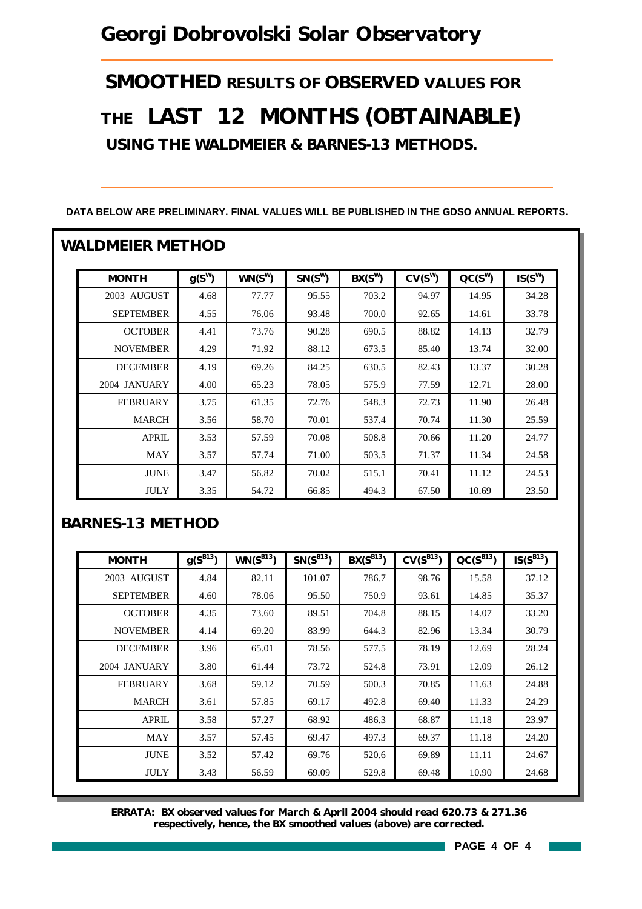# Georgi Dobrovolski Solar Observatory

## SMOOTHED RESULTS OF OBSERVED VALUES FOR THE LAST 12 MONTHS (OBTAINABLE) USING THE WALDMEIER & BARNES-13 METHODS.

**DATA BELOW ARE PRELIMINARY. FINAL VALUES WILL BE PUBLISHED IN THE GDSO ANNUAL REPORTS.**

## WALDMEIER METHOD

| MONTH | $g(S^W)$ | $WN(S^W)$ | $SN(S^W)$ | $BX(S^W)$ | $CV(S^W)$ | $QC(S^W)$ | $IS(S^W)$ |
|---|---|---|---|---|---|---|---|
| 2003 AUGUST | 4.68 | 77.77 | 95.55 | 703.2 | 94.97 | 14.95 | 34.28 |
| SEPTEMBER | 4.55 | 76.06 | 93.48 | 700.0 | 92.65 | 14.61 | 33.78 |
| OCTOBER | 4.41 | 73.76 | 90.28 | 690.5 | 88.82 | 14.13 | 32.79 |
| NOVEMBER | 4.29 | 71.92 | 88.12 | 673.5 | 85.40 | 13.74 | 32.00 |
| DECEMBER | 4.19 | 69.26 | 84.25 | 630.5 | 82.43 | 13.37 | 30.28 |
| 2004 JANUARY | 4.00 | 65.23 | 78.05 | 575.9 | 77.59 | 12.71 | 28.00 |
| FEBRUARY | 3.75 | 61.35 | 72.76 | 548.3 | 72.73 | 11.90 | 26.48 |
| MARCH | 3.56 | 58.70 | 70.01 | 537.4 | 70.74 | 11.30 | 25.59 |
| APRIL | 3.53 | 57.59 | 70.08 | 508.8 | 70.66 | 11.20 | 24.77 |
| MAY | 3.57 | 57.74 | 71.00 | 503.5 | 71.37 | 11.34 | 24.58 |
| JUNE | 3.47 | 56.82 | 70.02 | 515.1 | 70.41 | 11.12 | 24.53 |
| JULY | 3.35 | 54.72 | 66.85 | 494.3 | 67.50 | 10.69 | 23.50 |

## BARNES-13 METHOD

| MONTH | $g(S^{B13})$ | $WN(S^{B13})$ | $SN(S^{B13})$ | $BX(S^{B13})$ | $CV(S^{B13})$ | $QC(S^{B13})$ | $IS(S^{B13})$ |
|---|---|---|---|---|---|---|---|
| 2003 AUGUST | 4.84 | 82.11 | 101.07 | 786.7 | 98.76 | 15.58 | 37.12 |
| SEPTEMBER | 4.60 | 78.06 | 95.50 | 750.9 | 93.61 | 14.85 | 35.37 |
| OCTOBER | 4.35 | 73.60 | 89.51 | 704.8 | 88.15 | 14.07 | 33.20 |
| NOVEMBER | 4.14 | 69.20 | 83.99 | 644.3 | 82.96 | 13.34 | 30.79 |
| DECEMBER | 3.96 | 65.01 | 78.56 | 577.5 | 78.19 | 12.69 | 28.24 |
| 2004 JANUARY | 3.80 | 61.44 | 73.72 | 524.8 | 73.91 | 12.09 | 26.12 |
| FEBRUARY | 3.68 | 59.12 | 70.59 | 500.3 | 70.85 | 11.63 | 24.88 |
| MARCH | 3.61 | 57.85 | 69.17 | 492.8 | 69.40 | 11.33 | 24.29 |
| APRIL | 3.58 | 57.27 | 68.92 | 486.3 | 68.87 | 11.18 | 23.97 |
| MAY | 3.57 | 57.45 | 69.47 | 497.3 | 69.37 | 11.18 | 24.20 |
| JUNE | 3.52 | 57.42 | 69.76 | 520.6 | 69.89 | 11.11 | 24.67 |
| JULY | 3.43 | 56.59 | 69.09 | 529.8 | 69.48 | 10.90 | 24.68 |

**ERRATA: BX observed values for March & April 2004 should read 620.73 & 271.36 respectively, hence, the BX smoothed values (above) are corrected.**